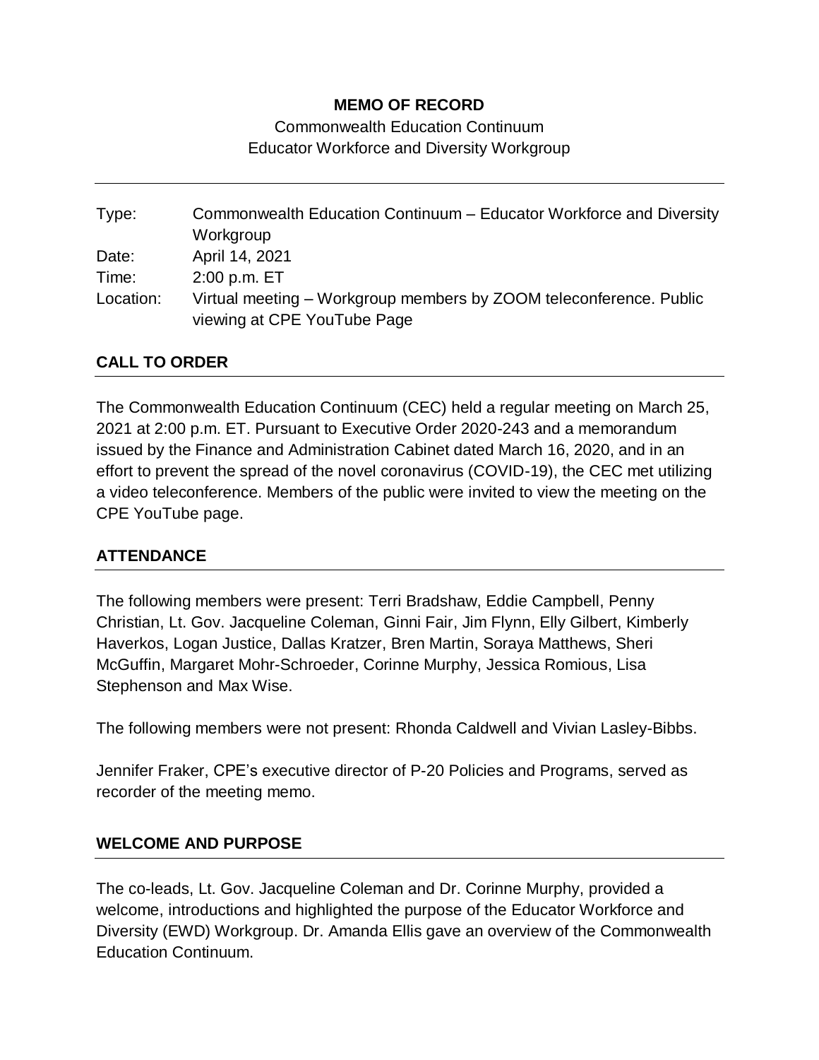**MEMO OF RECORD**

Commonwealth Education Continuum
Educator Workforce and Diversity Workgroup

---

| | |
|---|---|
| Type: | Commonwealth Education Continuum – Educator Workforce and Diversity Workgroup |
| Date: | April 14, 2021 |
| Time: | 2:00 p.m. ET |
| Location: | Virtual meeting – Workgroup members by ZOOM teleconference. Public viewing at CPE YouTube Page |

## CALL TO ORDER

The Commonwealth Education Continuum (CEC) held a regular meeting on March 25, 2021 at 2:00 p.m. ET. Pursuant to Executive Order 2020-243 and a memorandum issued by the Finance and Administration Cabinet dated March 16, 2020, and in an effort to prevent the spread of the novel coronavirus (COVID-19), the CEC met utilizing a video teleconference. Members of the public were invited to view the meeting on the CPE YouTube page.

## ATTENDANCE

The following members were present: Terri Bradshaw, Eddie Campbell, Penny Christian, Lt. Gov. Jacqueline Coleman, Ginni Fair, Jim Flynn, Elly Gilbert, Kimberly Haverkos, Logan Justice, Dallas Kratzer, Bren Martin, Soraya Matthews, Sheri McGuffin, Margaret Mohr-Schroeder, Corinne Murphy, Jessica Romious, Lisa Stephenson and Max Wise.

The following members were not present: Rhonda Caldwell and Vivian Lasley-Bibbs.

Jennifer Fraker, CPE's executive director of P-20 Policies and Programs, served as recorder of the meeting memo.

## WELCOME AND PURPOSE

The co-leads, Lt. Gov. Jacqueline Coleman and Dr. Corinne Murphy, provided a welcome, introductions and highlighted the purpose of the Educator Workforce and Diversity (EWD) Workgroup. Dr. Amanda Ellis gave an overview of the Commonwealth Education Continuum.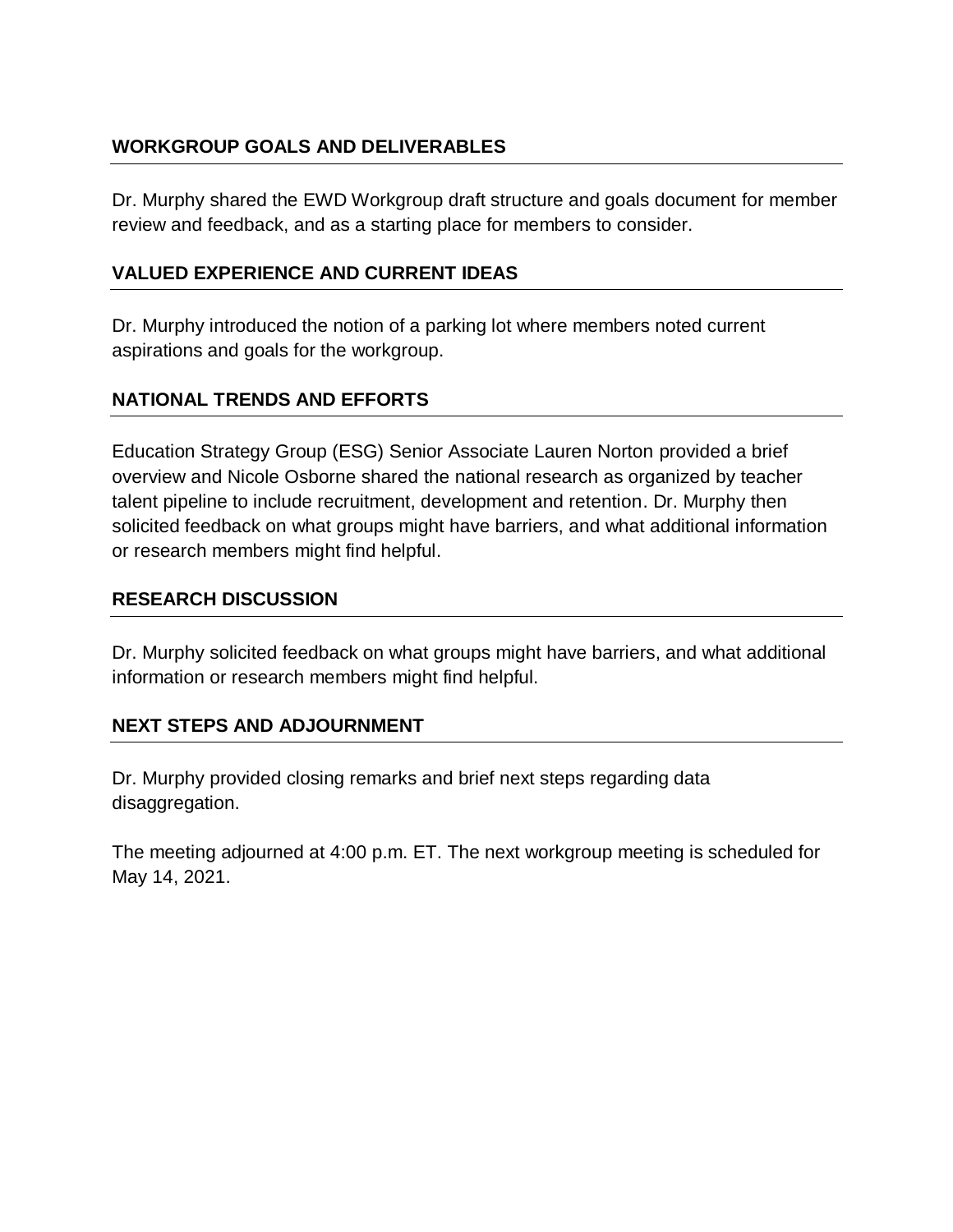## WORKGROUP GOALS AND DELIVERABLES

Dr. Murphy shared the EWD Workgroup draft structure and goals document for member review and feedback, and as a starting place for members to consider.

## VALUED EXPERIENCE AND CURRENT IDEAS

Dr. Murphy introduced the notion of a parking lot where members noted current aspirations and goals for the workgroup.

## NATIONAL TRENDS AND EFFORTS

Education Strategy Group (ESG) Senior Associate Lauren Norton provided a brief overview and Nicole Osborne shared the national research as organized by teacher talent pipeline to include recruitment, development and retention. Dr. Murphy then solicited feedback on what groups might have barriers, and what additional information or research members might find helpful.

## RESEARCH DISCUSSION

Dr. Murphy solicited feedback on what groups might have barriers, and what additional information or research members might find helpful.

## NEXT STEPS AND ADJOURNMENT

Dr. Murphy provided closing remarks and brief next steps regarding data disaggregation.

The meeting adjourned at 4:00 p.m. ET. The next workgroup meeting is scheduled for May 14, 2021.